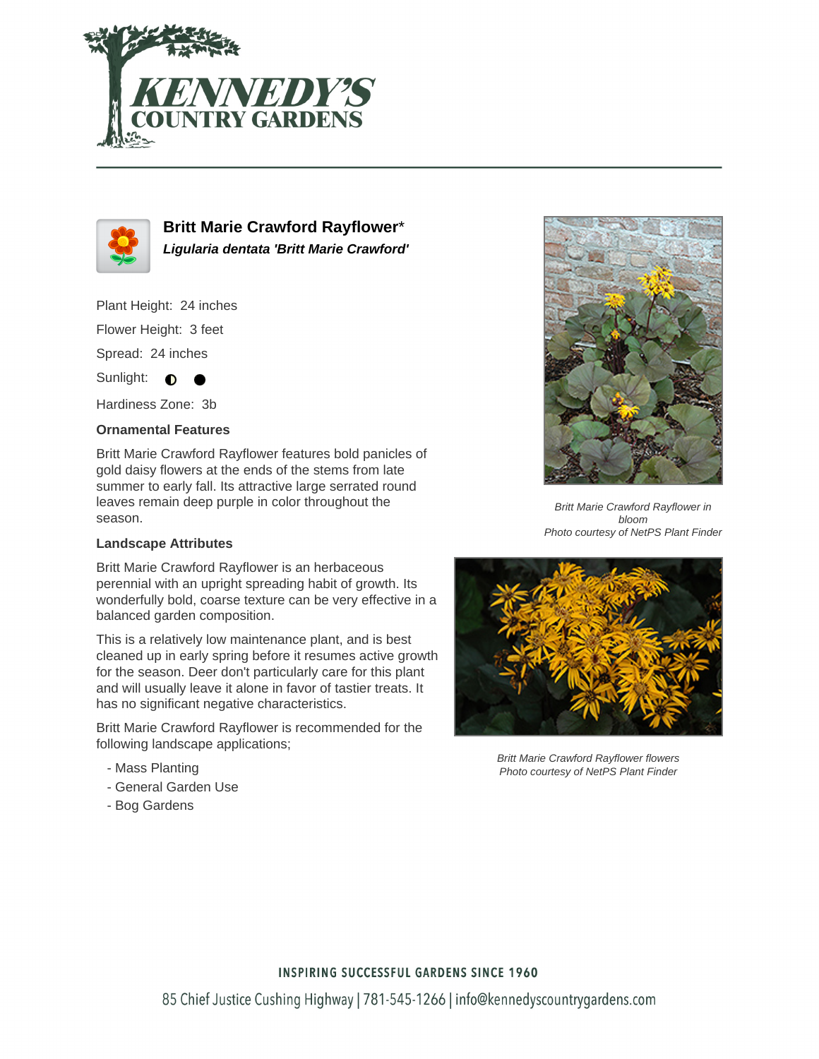# Britt Marie Crawford Rayflower*

***Ligularia dentata 'Britt Marie Crawford'***

Plant Height: 24 inches

Flower Height: 3 feet

Spread: 24 inches

Sunlight: ◐ ●

Hardiness Zone: 3b

### Ornamental Features

Britt Marie Crawford Rayflower features bold panicles of gold daisy flowers at the ends of the stems from late summer to early fall. Its attractive large serrated round leaves remain deep purple in color throughout the season.

### Landscape Attributes

Britt Marie Crawford Rayflower is an herbaceous perennial with an upright spreading habit of growth. Its wonderfully bold, coarse texture can be very effective in a balanced garden composition.

This is a relatively low maintenance plant, and is best cleaned up in early spring before it resumes active growth for the season. Deer don't particularly care for this plant and will usually leave it alone in favor of tastier treats. It has no significant negative characteristics.

Britt Marie Crawford Rayflower is recommended for the following landscape applications;

- Mass Planting
- General Garden Use
- Bog Gardens

*Britt Marie Crawford Rayflower in bloom*
*Photo courtesy of NetPS Plant Finder*

*Britt Marie Crawford Rayflower flowers*
*Photo courtesy of NetPS Plant Finder*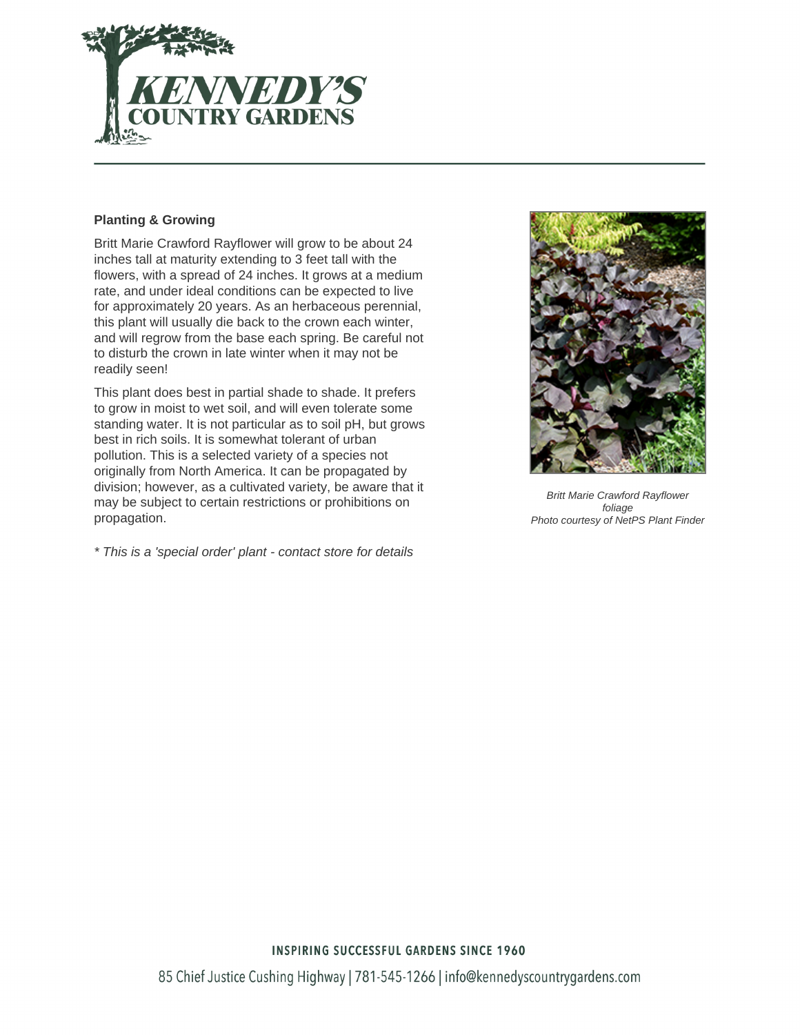### Planting & Growing

Britt Marie Crawford Rayflower will grow to be about 24 inches tall at maturity extending to 3 feet tall with the flowers, with a spread of 24 inches. It grows at a medium rate, and under ideal conditions can be expected to live for approximately 20 years. As an herbaceous perennial, this plant will usually die back to the crown each winter, and will regrow from the base each spring. Be careful not to disturb the crown in late winter when it may not be readily seen!

This plant does best in partial shade to shade. It prefers to grow in moist to wet soil, and will even tolerate some standing water. It is not particular as to soil pH, but grows best in rich soils. It is somewhat tolerant of urban pollution. This is a selected variety of a species not originally from North America. It can be propagated by division; however, as a cultivated variety, be aware that it may be subject to certain restrictions or prohibitions on propagation.

*\* This is a 'special order' plant - contact store for details*

*Britt Marie Crawford Rayflower foliage*
*Photo courtesy of NetPS Plant Finder*